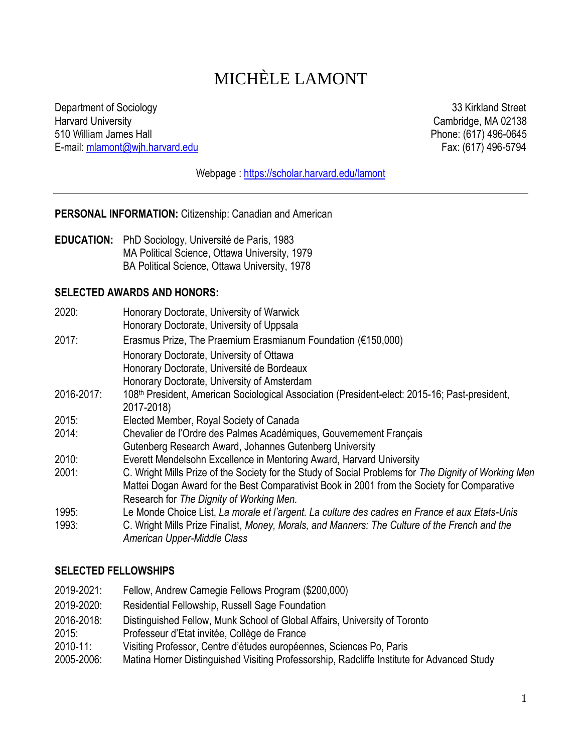# MICHÈLE LAMONT

Department of Sociology
Harvard University
510 William James Hall
E-mail: mlamont@wjh.harvard.edu

33 Kirkland Street
Cambridge, MA 02138
Phone: (617) 496-0645
Fax: (617) 496-5794

Webpage : https://scholar.harvard.edu/lamont

---

**PERSONAL INFORMATION:** Citizenship: Canadian and American

**EDUCATION:** PhD Sociology, Université de Paris, 1983
MA Political Science, Ottawa University, 1979
BA Political Science, Ottawa University, 1978

## SELECTED AWARDS AND HONORS:

| | |
|---|---|
| 2020: | Honorary Doctorate, University of Warwick |
| | Honorary Doctorate, University of Uppsala |
| 2017: | Erasmus Prize, The Praemium Erasmianum Foundation (€150,000) |
| | Honorary Doctorate, University of Ottawa |
| | Honorary Doctorate, Université de Bordeaux |
| | Honorary Doctorate, University of Amsterdam |
| 2016-2017: | 108th President, American Sociological Association (President-elect: 2015-16; Past-president, 2017-2018) |
| 2015: | Elected Member, Royal Society of Canada |
| 2014: | Chevalier de l'Ordre des Palmes Académiques, Gouvernement Français |
| | Gutenberg Research Award, Johannes Gutenberg University |
| 2010: | Everett Mendelsohn Excellence in Mentoring Award, Harvard University |
| 2001: | C. Wright Mills Prize of the Society for the Study of Social Problems for *The Dignity of Working Men* |
| | Mattei Dogan Award for the Best Comparativist Book in 2001 from the Society for Comparative Research for *The Dignity of Working Men.* |
| 1995: | Le Monde Choice List, *La morale et l'argent. La culture des cadres en France et aux Etats-Unis* |
| 1993: | C. Wright Mills Prize Finalist, *Money, Morals, and Manners: The Culture of the French and the American Upper-Middle Class* |

## SELECTED FELLOWSHIPS

| | |
|---|---|
| 2019-2021: | Fellow, Andrew Carnegie Fellows Program ($200,000) |
| 2019-2020: | Residential Fellowship, Russell Sage Foundation |
| 2016-2018: | Distinguished Fellow, Munk School of Global Affairs, University of Toronto |
| 2015: | Professeur d'Etat invitée, Collège de France |
| 2010-11: | Visiting Professor, Centre d'études européennes, Sciences Po, Paris |
| 2005-2006: | Matina Horner Distinguished Visiting Professorship, Radcliffe Institute for Advanced Study |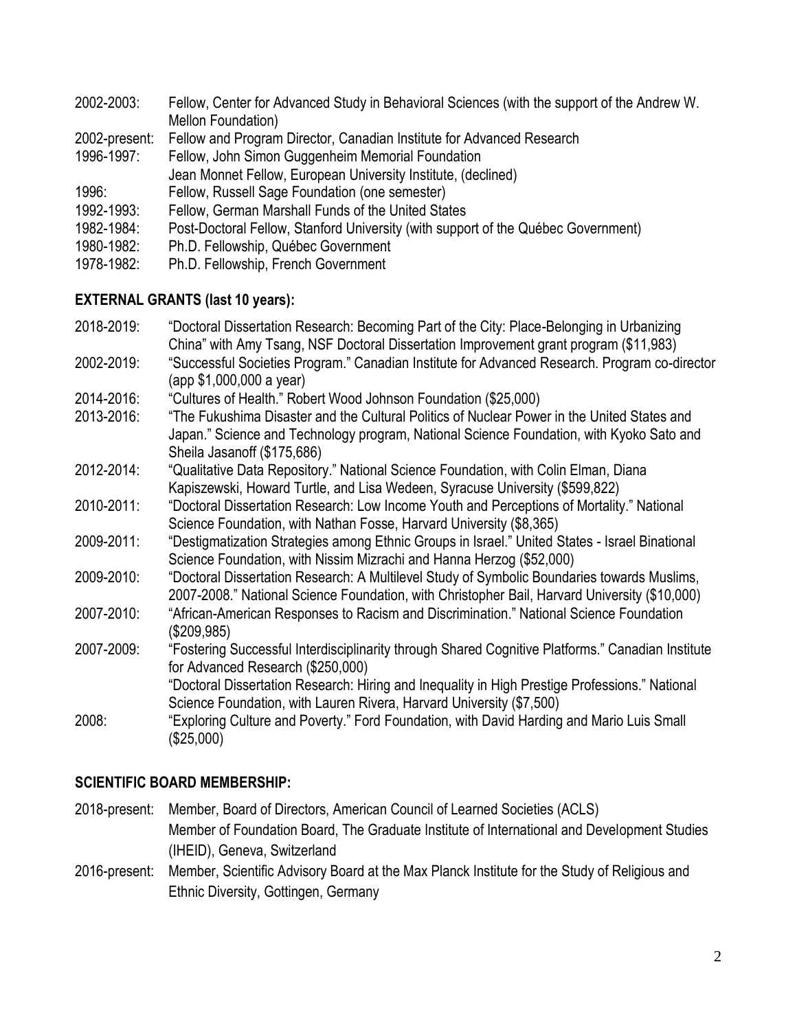2002-2003: Fellow, Center for Advanced Study in Behavioral Sciences (with the support of the Andrew W. Mellon Foundation)
2002-present: Fellow and Program Director, Canadian Institute for Advanced Research
1996-1997: Fellow, John Simon Guggenheim Memorial Foundation
Jean Monnet Fellow, European University Institute, (declined)
1996: Fellow, Russell Sage Foundation (one semester)
1992-1993: Fellow, German Marshall Funds of the United States
1982-1984: Post-Doctoral Fellow, Stanford University (with support of the Québec Government)
1980-1982: Ph.D. Fellowship, Québec Government
1978-1982: Ph.D. Fellowship, French Government

## EXTERNAL GRANTS (last 10 years):

2018-2019: "Doctoral Dissertation Research: Becoming Part of the City: Place-Belonging in Urbanizing China" with Amy Tsang, NSF Doctoral Dissertation Improvement grant program ($11,983)
2002-2019: "Successful Societies Program." Canadian Institute for Advanced Research. Program co-director (app $1,000,000 a year)
2014-2016: "Cultures of Health." Robert Wood Johnson Foundation ($25,000)
2013-2016: "The Fukushima Disaster and the Cultural Politics of Nuclear Power in the United States and Japan." Science and Technology program, National Science Foundation, with Kyoko Sato and Sheila Jasanoff ($175,686)
2012-2014: "Qualitative Data Repository." National Science Foundation, with Colin Elman, Diana Kapiszewski, Howard Turtle, and Lisa Wedeen, Syracuse University ($599,822)
2010-2011: "Doctoral Dissertation Research: Low Income Youth and Perceptions of Mortality." National Science Foundation, with Nathan Fosse, Harvard University ($8,365)
2009-2011: "Destigmatization Strategies among Ethnic Groups in Israel." United States - Israel Binational Science Foundation, with Nissim Mizrachi and Hanna Herzog ($52,000)
2009-2010: "Doctoral Dissertation Research: A Multilevel Study of Symbolic Boundaries towards Muslims, 2007-2008." National Science Foundation, with Christopher Bail, Harvard University ($10,000)
2007-2010: "African-American Responses to Racism and Discrimination." National Science Foundation ($209,985)
2007-2009: "Fostering Successful Interdisciplinarity through Shared Cognitive Platforms." Canadian Institute for Advanced Research ($250,000)
"Doctoral Dissertation Research: Hiring and Inequality in High Prestige Professions." National Science Foundation, with Lauren Rivera, Harvard University ($7,500)
2008: "Exploring Culture and Poverty." Ford Foundation, with David Harding and Mario Luis Small ($25,000)

## SCIENTIFIC BOARD MEMBERSHIP:

2018-present: Member, Board of Directors, American Council of Learned Societies (ACLS)
Member of Foundation Board, The Graduate Institute of International and Development Studies (IHEID), Geneva, Switzerland
2016-present: Member, Scientific Advisory Board at the Max Planck Institute for the Study of Religious and Ethnic Diversity, Gottingen, Germany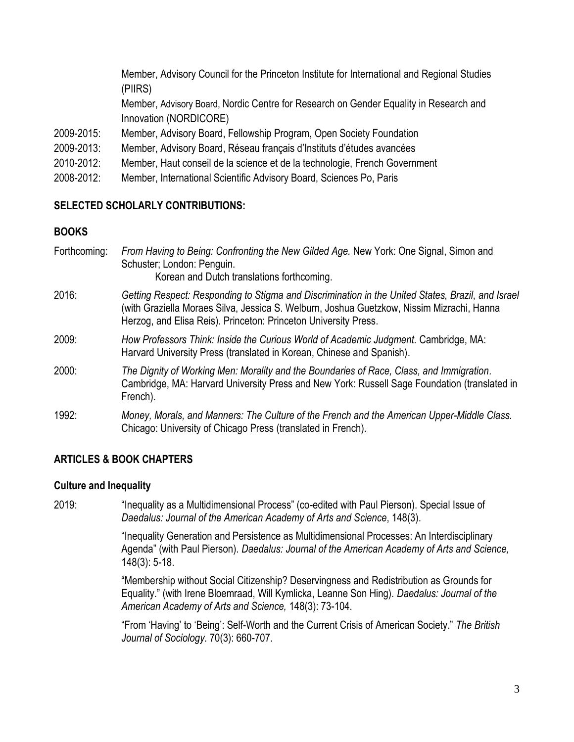Member, Advisory Council for the Princeton Institute for International and Regional Studies (PIIRS)

Member, Advisory Board, Nordic Centre for Research on Gender Equality in Research and Innovation (NORDICORE)

2009-2015: Member, Advisory Board, Fellowship Program, Open Society Foundation

2009-2013: Member, Advisory Board, Réseau français d'Instituts d'études avancées

2010-2012: Member, Haut conseil de la science et de la technologie, French Government

2008-2012: Member, International Scientific Advisory Board, Sciences Po, Paris

## SELECTED SCHOLARLY CONTRIBUTIONS:

### BOOKS

Forthcoming: *From Having to Being: Confronting the New Gilded Age.* New York: One Signal, Simon and Schuster; London: Penguin.
Korean and Dutch translations forthcoming.

2016: *Getting Respect: Responding to Stigma and Discrimination in the United States, Brazil, and Israel* (with Graziella Moraes Silva, Jessica S. Welburn, Joshua Guetzkow, Nissim Mizrachi, Hanna Herzog, and Elisa Reis). Princeton: Princeton University Press.

2009: *How Professors Think: Inside the Curious World of Academic Judgment.* Cambridge, MA: Harvard University Press (translated in Korean, Chinese and Spanish).

2000: *The Dignity of Working Men: Morality and the Boundaries of Race, Class, and Immigration*. Cambridge, MA: Harvard University Press and New York: Russell Sage Foundation (translated in French).

1992: *Money, Morals, and Manners: The Culture of the French and the American Upper-Middle Class.* Chicago: University of Chicago Press (translated in French).

### ARTICLES & BOOK CHAPTERS

#### Culture and Inequality

2019: "Inequality as a Multidimensional Process" (co-edited with Paul Pierson). Special Issue of *Daedalus: Journal of the American Academy of Arts and Science*, 148(3).

"Inequality Generation and Persistence as Multidimensional Processes: An Interdisciplinary Agenda" (with Paul Pierson). *Daedalus: Journal of the American Academy of Arts and Science,* 148(3): 5-18.

"Membership without Social Citizenship? Deservingness and Redistribution as Grounds for Equality." (with Irene Bloemraad, Will Kymlicka, Leanne Son Hing). *Daedalus: Journal of the American Academy of Arts and Science,* 148(3): 73-104.

"From 'Having' to 'Being': Self-Worth and the Current Crisis of American Society." *The British Journal of Sociology.* 70(3): 660-707.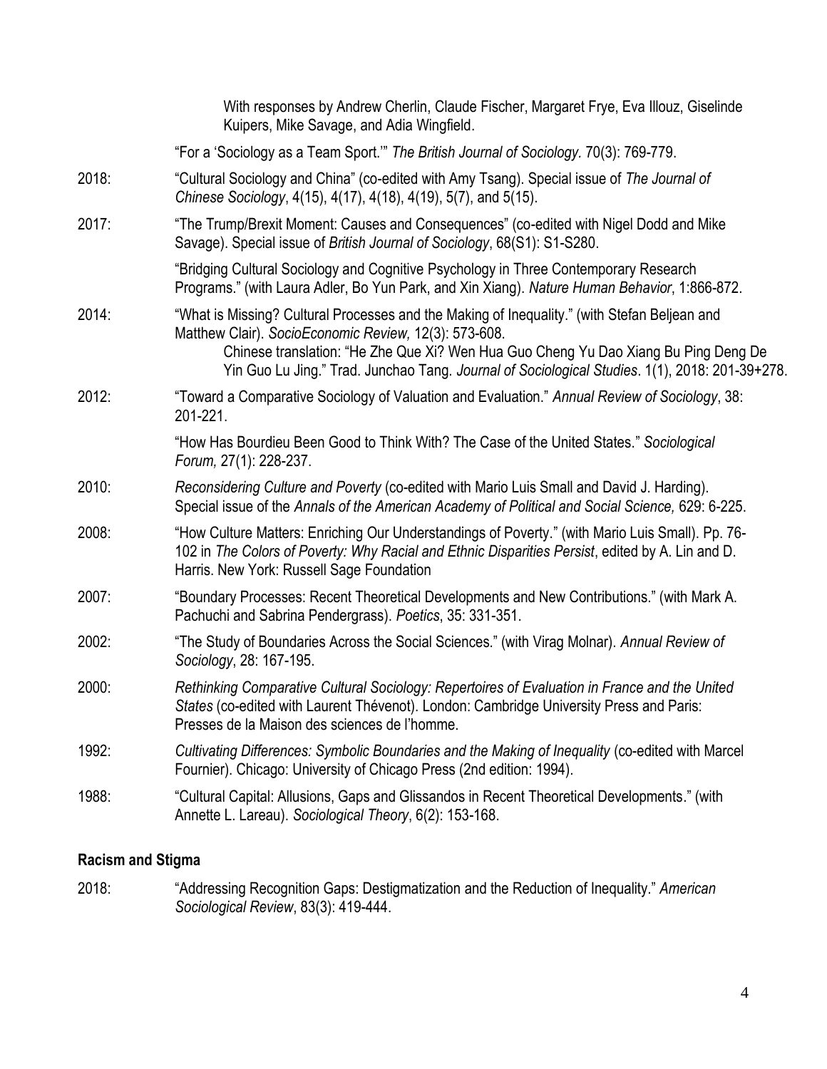With responses by Andrew Cherlin, Claude Fischer, Margaret Frye, Eva Illouz, Giselinde Kuipers, Mike Savage, and Adia Wingfield.

"For a 'Sociology as a Team Sport.'" *The British Journal of Sociology*. 70(3): 769-779.

2018: "Cultural Sociology and China" (co-edited with Amy Tsang). Special issue of *The Journal of Chinese Sociology*, 4(15), 4(17), 4(18), 4(19), 5(7), and 5(15).

2017: "The Trump/Brexit Moment: Causes and Consequences" (co-edited with Nigel Dodd and Mike Savage). Special issue of *British Journal of Sociology*, 68(S1): S1-S280.

"Bridging Cultural Sociology and Cognitive Psychology in Three Contemporary Research Programs." (with Laura Adler, Bo Yun Park, and Xin Xiang). *Nature Human Behavior*, 1:866-872.

2014: "What is Missing? Cultural Processes and the Making of Inequality." (with Stefan Beljean and Matthew Clair). *SocioEconomic Review,* 12(3): 573-608.
Chinese translation: "He Zhe Que Xi? Wen Hua Guo Cheng Yu Dao Xiang Bu Ping Deng De Yin Guo Lu Jing." Trad. Junchao Tang. *Journal of Sociological Studies*. 1(1), 2018: 201-39+278.

2012: "Toward a Comparative Sociology of Valuation and Evaluation." *Annual Review of Sociology*, 38: 201-221.

"How Has Bourdieu Been Good to Think With? The Case of the United States." *Sociological Forum,* 27(1): 228-237.

2010: *Reconsidering Culture and Poverty* (co-edited with Mario Luis Small and David J. Harding). Special issue of the *Annals of the American Academy of Political and Social Science,* 629: 6-225.

2008: "How Culture Matters: Enriching Our Understandings of Poverty." (with Mario Luis Small). Pp. 76-102 in *The Colors of Poverty: Why Racial and Ethnic Disparities Persist*, edited by A. Lin and D. Harris. New York: Russell Sage Foundation

2007: "Boundary Processes: Recent Theoretical Developments and New Contributions." (with Mark A. Pachuchi and Sabrina Pendergrass). *Poetics*, 35: 331-351.

2002: "The Study of Boundaries Across the Social Sciences." (with Virag Molnar). *Annual Review of Sociology*, 28: 167-195.

2000: *Rethinking Comparative Cultural Sociology: Repertoires of Evaluation in France and the United States* (co-edited with Laurent Thévenot). London: Cambridge University Press and Paris: Presses de la Maison des sciences de l'homme.

1992: *Cultivating Differences: Symbolic Boundaries and the Making of Inequality* (co-edited with Marcel Fournier). Chicago: University of Chicago Press (2nd edition: 1994).

1988: "Cultural Capital: Allusions, Gaps and Glissandos in Recent Theoretical Developments." (with Annette L. Lareau). *Sociological Theory*, 6(2): 153-168.

**Racism and Stigma**

2018: "Addressing Recognition Gaps: Destigmatization and the Reduction of Inequality." *American Sociological Review*, 83(3): 419-444.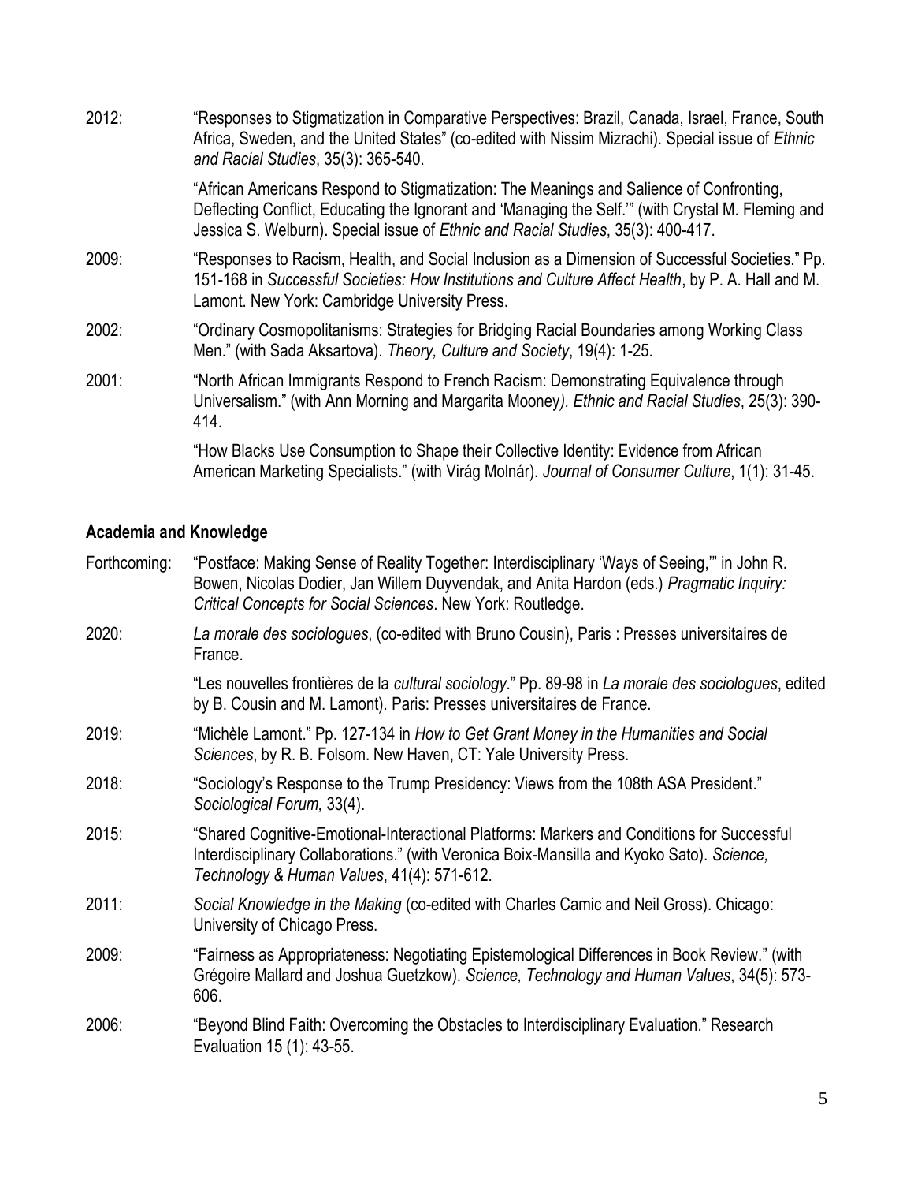2012: "Responses to Stigmatization in Comparative Perspectives: Brazil, Canada, Israel, France, South Africa, Sweden, and the United States" (co-edited with Nissim Mizrachi). Special issue of *Ethnic and Racial Studies*, 35(3): 365-540.

"African Americans Respond to Stigmatization: The Meanings and Salience of Confronting, Deflecting Conflict, Educating the Ignorant and 'Managing the Self.'" (with Crystal M. Fleming and Jessica S. Welburn). Special issue of *Ethnic and Racial Studies*, 35(3): 400-417.

2009: "Responses to Racism, Health, and Social Inclusion as a Dimension of Successful Societies." Pp. 151-168 in *Successful Societies: How Institutions and Culture Affect Health*, by P. A. Hall and M. Lamont. New York: Cambridge University Press.

2002: "Ordinary Cosmopolitanisms: Strategies for Bridging Racial Boundaries among Working Class Men." (with Sada Aksartova). *Theory, Culture and Society*, 19(4): 1-25.

2001: "North African Immigrants Respond to French Racism: Demonstrating Equivalence through Universalism." (with Ann Morning and Margarita Mooney*). Ethnic and Racial Studies*, 25(3): 390-414.

"How Blacks Use Consumption to Shape their Collective Identity: Evidence from African American Marketing Specialists." (with Virág Molnár). *Journal of Consumer Culture*, 1(1): 31-45.

**Academia and Knowledge**

Forthcoming: "Postface: Making Sense of Reality Together: Interdisciplinary 'Ways of Seeing,'" in John R. Bowen, Nicolas Dodier, Jan Willem Duyvendak, and Anita Hardon (eds.) *Pragmatic Inquiry: Critical Concepts for Social Sciences*. New York: Routledge.

2020: *La morale des sociologues*, (co-edited with Bruno Cousin), Paris : Presses universitaires de France.

"Les nouvelles frontières de la *cultural sociology*." Pp. 89-98 in *La morale des sociologues*, edited by B. Cousin and M. Lamont). Paris: Presses universitaires de France.

2019: "Michèle Lamont." Pp. 127-134 in *How to Get Grant Money in the Humanities and Social Sciences*, by R. B. Folsom. New Haven, CT: Yale University Press.

2018: "Sociology's Response to the Trump Presidency: Views from the 108th ASA President." *Sociological Forum,* 33(4).

2015: "Shared Cognitive-Emotional-Interactional Platforms: Markers and Conditions for Successful Interdisciplinary Collaborations." (with Veronica Boix-Mansilla and Kyoko Sato). *Science, Technology & Human Values*, 41(4): 571-612.

2011: *Social Knowledge in the Making* (co-edited with Charles Camic and Neil Gross). Chicago: University of Chicago Press.

2009: "Fairness as Appropriateness: Negotiating Epistemological Differences in Book Review." (with Grégoire Mallard and Joshua Guetzkow). *Science, Technology and Human Values*, 34(5): 573-606.

2006: "Beyond Blind Faith: Overcoming the Obstacles to Interdisciplinary Evaluation." Research Evaluation 15 (1): 43-55.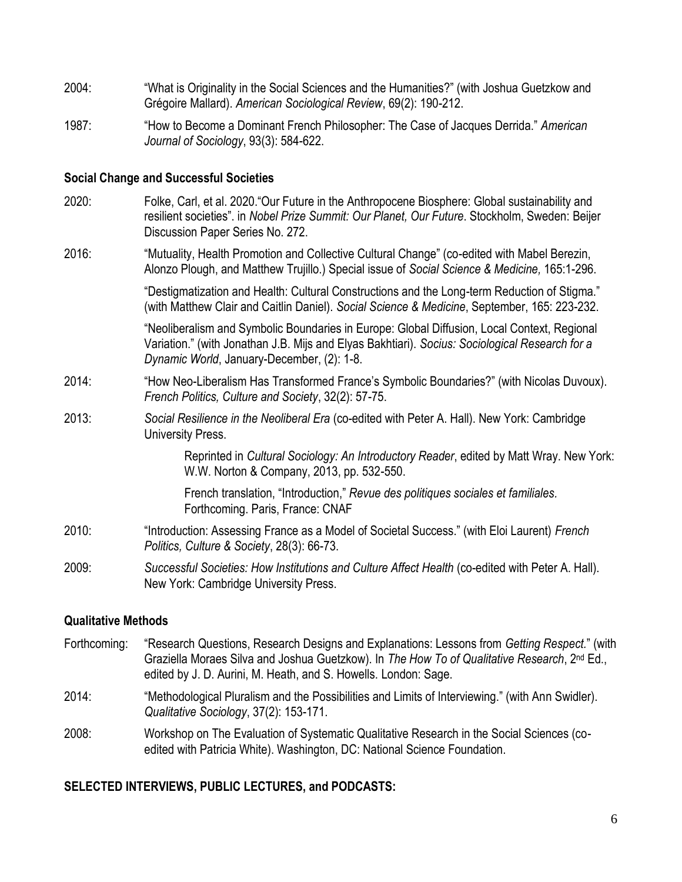2004: "What is Originality in the Social Sciences and the Humanities?" (with Joshua Guetzkow and Grégoire Mallard). *American Sociological Review*, 69(2): 190-212.

1987: "How to Become a Dominant French Philosopher: The Case of Jacques Derrida." *American Journal of Sociology*, 93(3): 584-622.

**Social Change and Successful Societies**

2020: Folke, Carl, et al. 2020."Our Future in the Anthropocene Biosphere: Global sustainability and resilient societies". in *Nobel Prize Summit: Our Planet, Our Future*. Stockholm, Sweden: Beijer Discussion Paper Series No. 272.

2016: "Mutuality, Health Promotion and Collective Cultural Change" (co-edited with Mabel Berezin, Alonzo Plough, and Matthew Trujillo.) Special issue of *Social Science & Medicine,* 165:1-296.

"Destigmatization and Health: Cultural Constructions and the Long-term Reduction of Stigma." (with Matthew Clair and Caitlin Daniel). *Social Science & Medicine*, September, 165: 223-232.

"Neoliberalism and Symbolic Boundaries in Europe: Global Diffusion, Local Context, Regional Variation." (with Jonathan J.B. Mijs and Elyas Bakhtiari). *Socius: Sociological Research for a Dynamic World*, January-December, (2): 1-8.

2014: "How Neo-Liberalism Has Transformed France's Symbolic Boundaries?" (with Nicolas Duvoux). *French Politics, Culture and Society*, 32(2): 57-75.

2013: *Social Resilience in the Neoliberal Era* (co-edited with Peter A. Hall). New York: Cambridge University Press.

> Reprinted in *Cultural Sociology: An Introductory Reader*, edited by Matt Wray. New York: W.W. Norton & Company, 2013, pp. 532-550.
>
> French translation, "Introduction," *Revue des politiques sociales et familiales*. Forthcoming. Paris, France: CNAF

2010: "Introduction: Assessing France as a Model of Societal Success." (with Eloi Laurent) *French Politics, Culture & Society*, 28(3): 66-73.

2009: *Successful Societies: How Institutions and Culture Affect Health* (co-edited with Peter A. Hall). New York: Cambridge University Press.

**Qualitative Methods**

Forthcoming: "Research Questions, Research Designs and Explanations: Lessons from *Getting Respect.*" (with Graziella Moraes Silva and Joshua Guetzkow). In *The How To of Qualitative Research*, 2nd Ed., edited by J. D. Aurini, M. Heath, and S. Howells. London: Sage.

2014: "Methodological Pluralism and the Possibilities and Limits of Interviewing." (with Ann Swidler). *Qualitative Sociology*, 37(2): 153-171.

2008: Workshop on The Evaluation of Systematic Qualitative Research in the Social Sciences (co-edited with Patricia White). Washington, DC: National Science Foundation.

**SELECTED INTERVIEWS, PUBLIC LECTURES, and PODCASTS:**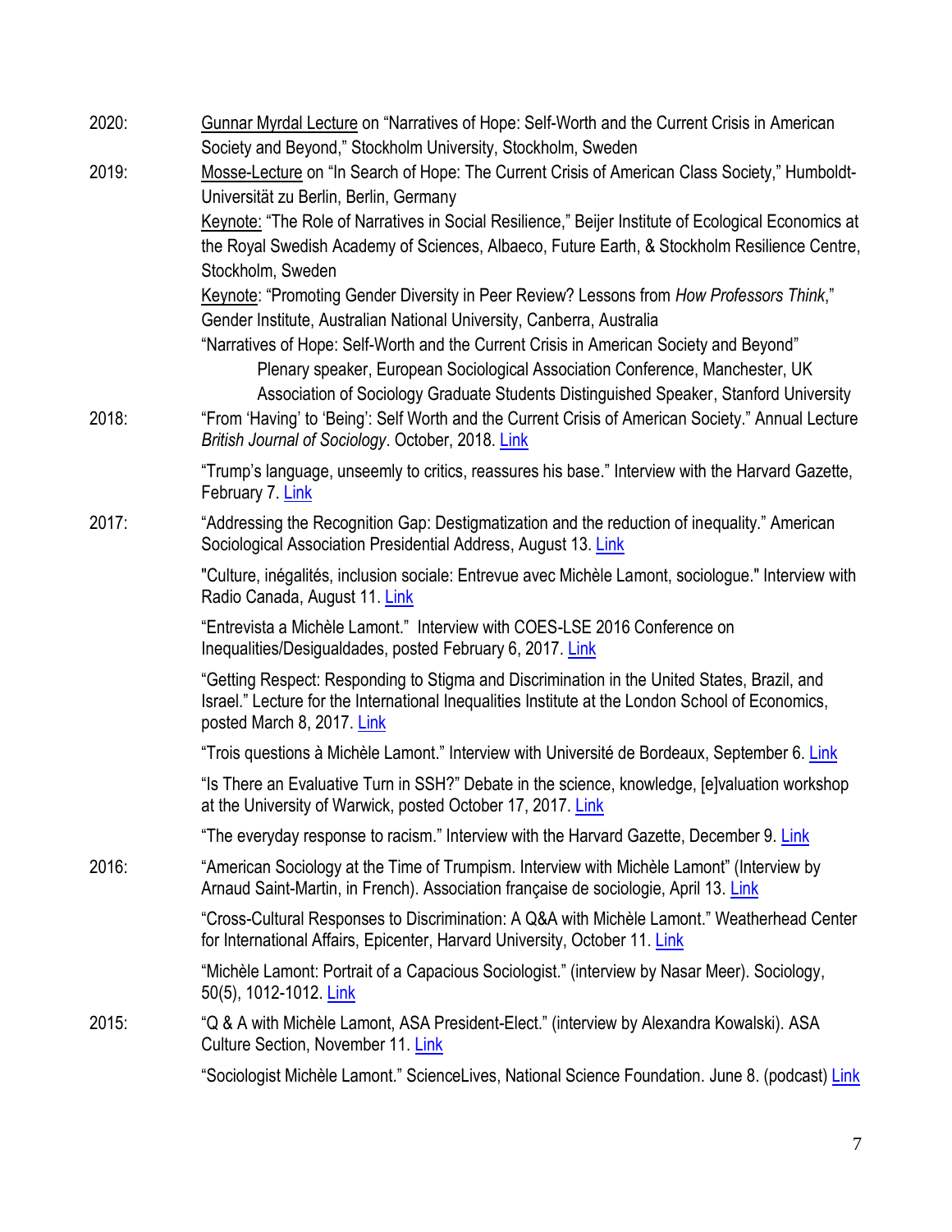2020: Gunnar Myrdal Lecture on "Narratives of Hope: Self-Worth and the Current Crisis in American Society and Beyond," Stockholm University, Stockholm, Sweden

2019: Mosse-Lecture on "In Search of Hope: The Current Crisis of American Class Society," Humboldt-Universität zu Berlin, Berlin, Germany

Keynote: "The Role of Narratives in Social Resilience," Beijer Institute of Ecological Economics at the Royal Swedish Academy of Sciences, Albaeco, Future Earth, & Stockholm Resilience Centre, Stockholm, Sweden

Keynote: "Promoting Gender Diversity in Peer Review? Lessons from *How Professors Think*," Gender Institute, Australian National University, Canberra, Australia

"Narratives of Hope: Self-Worth and the Current Crisis in American Society and Beyond"
- Plenary speaker, European Sociological Association Conference, Manchester, UK
- Association of Sociology Graduate Students Distinguished Speaker, Stanford University

2018: "From 'Having' to 'Being': Self Worth and the Current Crisis of American Society." Annual Lecture *British Journal of Sociology*. October, 2018. Link

"Trump's language, unseemly to critics, reassures his base." Interview with the Harvard Gazette, February 7. Link

2017: "Addressing the Recognition Gap: Destigmatization and the reduction of inequality." American Sociological Association Presidential Address, August 13. Link

"Culture, inégalités, inclusion sociale: Entrevue avec Michèle Lamont, sociologue." Interview with Radio Canada, August 11. Link

"Entrevista a Michèle Lamont." Interview with COES-LSE 2016 Conference on Inequalities/Desigualdades, posted February 6, 2017. Link

"Getting Respect: Responding to Stigma and Discrimination in the United States, Brazil, and Israel." Lecture for the International Inequalities Institute at the London School of Economics, posted March 8, 2017. Link

"Trois questions à Michèle Lamont." Interview with Université de Bordeaux, September 6. Link

"Is There an Evaluative Turn in SSH?" Debate in the science, knowledge, [e]valuation workshop at the University of Warwick, posted October 17, 2017. Link

"The everyday response to racism." Interview with the Harvard Gazette, December 9. Link

2016: "American Sociology at the Time of Trumpism. Interview with Michèle Lamont" (Interview by Arnaud Saint-Martin, in French). Association française de sociologie, April 13. Link

"Cross-Cultural Responses to Discrimination: A Q&A with Michèle Lamont." Weatherhead Center for International Affairs, Epicenter, Harvard University, October 11. Link

"Michèle Lamont: Portrait of a Capacious Sociologist." (interview by Nasar Meer). Sociology, 50(5), 1012-1012. Link

2015: "Q & A with Michèle Lamont, ASA President-Elect." (interview by Alexandra Kowalski). ASA Culture Section, November 11. Link

"Sociologist Michèle Lamont." ScienceLives, National Science Foundation. June 8. (podcast) Link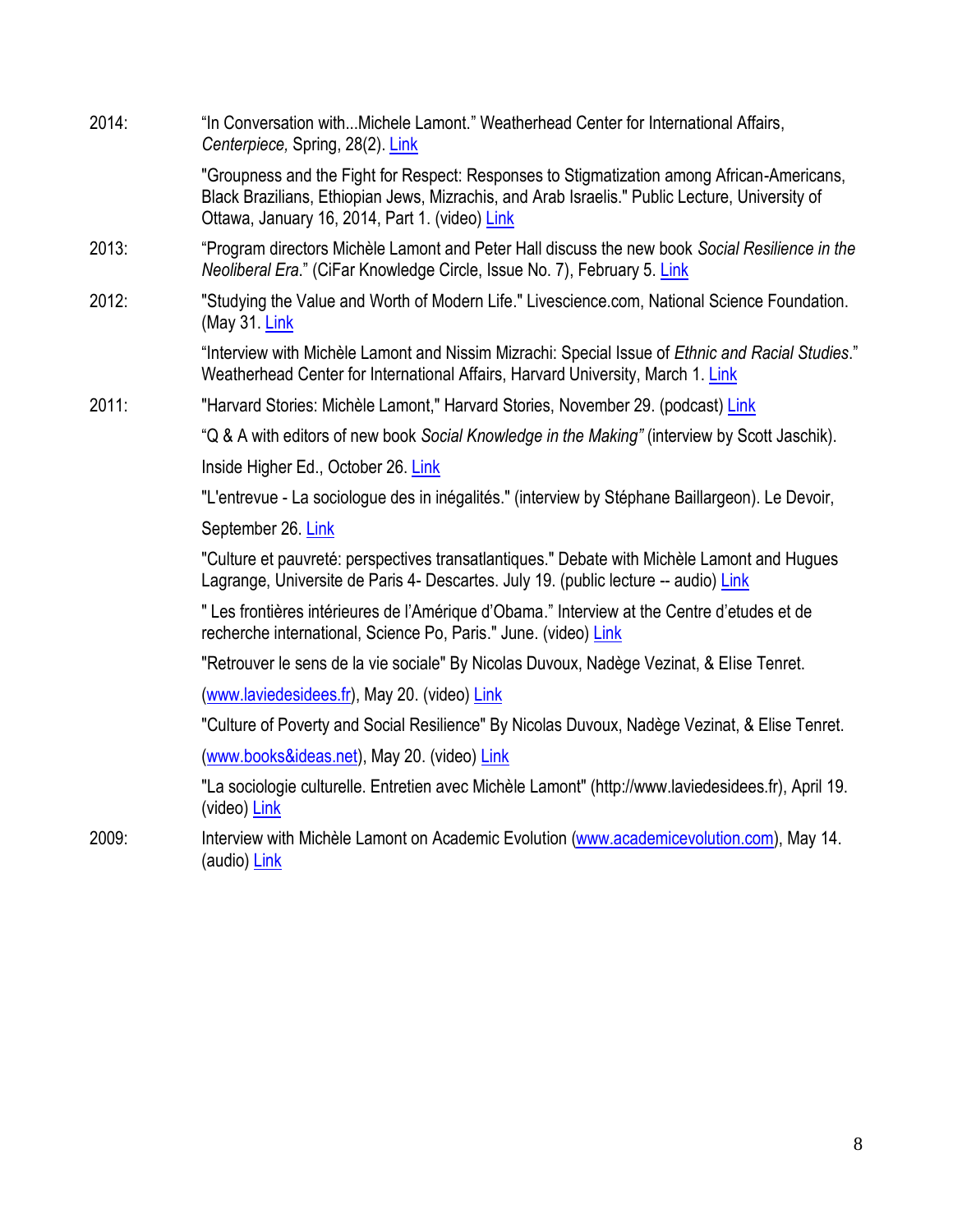2014: "In Conversation with...Michele Lamont." Weatherhead Center for International Affairs, *Centerpiece,* Spring, 28(2). Link

"Groupness and the Fight for Respect: Responses to Stigmatization among African-Americans, Black Brazilians, Ethiopian Jews, Mizrachis, and Arab Israelis." Public Lecture, University of Ottawa, January 16, 2014, Part 1. (video) Link

2013: "Program directors Michèle Lamont and Peter Hall discuss the new book *Social Resilience in the Neoliberal Era*." (CiFar Knowledge Circle, Issue No. 7), February 5. Link

2012: "Studying the Value and Worth of Modern Life." Livescience.com, National Science Foundation. (May 31. Link

"Interview with Michèle Lamont and Nissim Mizrachi: Special Issue of *Ethnic and Racial Studies*." Weatherhead Center for International Affairs, Harvard University, March 1. Link

2011: "Harvard Stories: Michèle Lamont," Harvard Stories, November 29. (podcast) Link

"Q & A with editors of new book *Social Knowledge in the Making"* (interview by Scott Jaschik).

Inside Higher Ed., October 26. Link

"L'entrevue - La sociologue des in inégalités." (interview by Stéphane Baillargeon). Le Devoir,

September 26. Link

"Culture et pauvreté: perspectives transatlantiques." Debate with Michèle Lamont and Hugues Lagrange, Universite de Paris 4- Descartes. July 19. (public lecture -- audio) Link

" Les frontières intérieures de l'Amérique d'Obama." Interview at the Centre d'etudes et de recherche international, Science Po, Paris." June. (video) Link

"Retrouver le sens de la vie sociale" By Nicolas Duvoux, Nadège Vezinat, & Elise Tenret.

(www.laviedesidees.fr), May 20. (video) Link

"Culture of Poverty and Social Resilience" By Nicolas Duvoux, Nadège Vezinat, & Elise Tenret.

(www.books&ideas.net), May 20. (video) Link

"La sociologie culturelle. Entretien avec Michèle Lamont" (http://www.laviedesidees.fr), April 19. (video) Link

2009: Interview with Michèle Lamont on Academic Evolution (www.academicevolution.com), May 14. (audio) Link